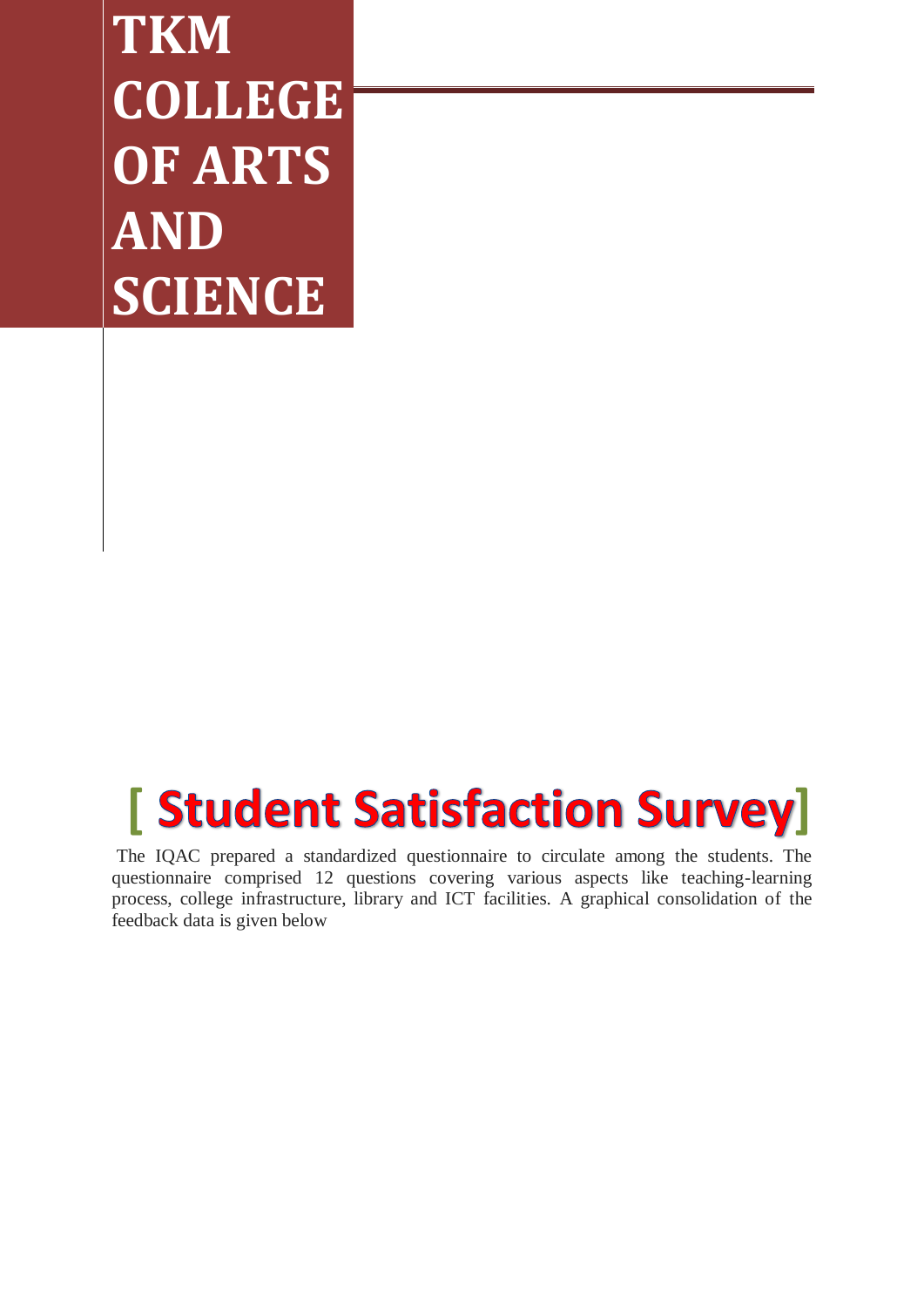# TKM COLLEGE OF ARTS AND SCIENCE

## [ Student Satisfaction Survey]

The IQAC prepared a standardized questionnaire to circulate among the students. The questionnaire comprised 12 questions covering various aspects like teaching-learning process, college infrastructure, library and ICT facilities. A graphical consolidation of the feedback data is given below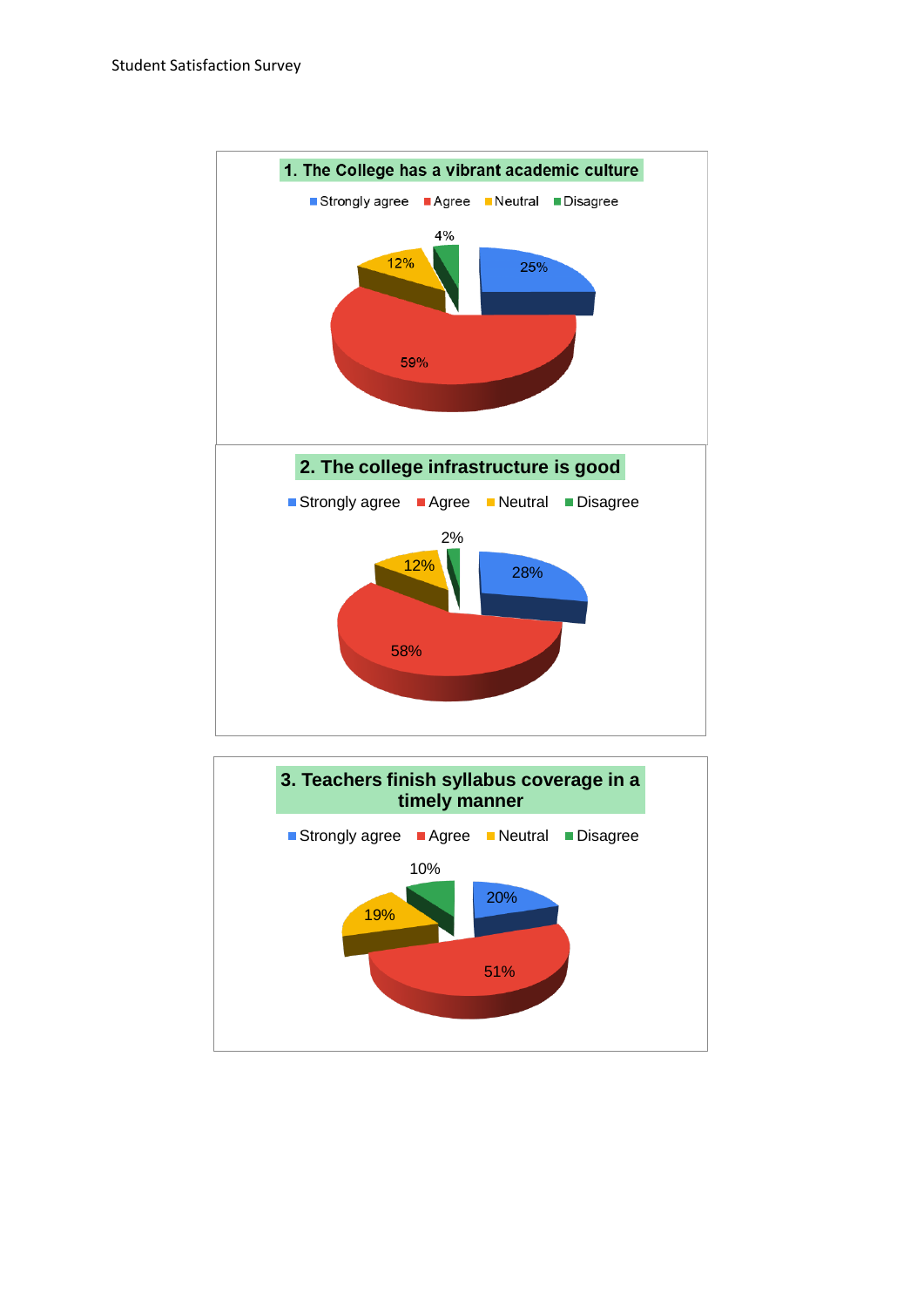### 1. The College has a vibrant academic culture

Strongly agree, Agree, Neutral, Disagree

25%, 59%, 12%, 4%

### 2. The college infrastructure is good

Strongly agree, Agree, Neutral, Disagree

28%, 58%, 12%, 2%

### 3. Teachers finish syllabus coverage in a timely manner

Strongly agree, Agree, Neutral, Disagree

20%, 51%, 19%, 10%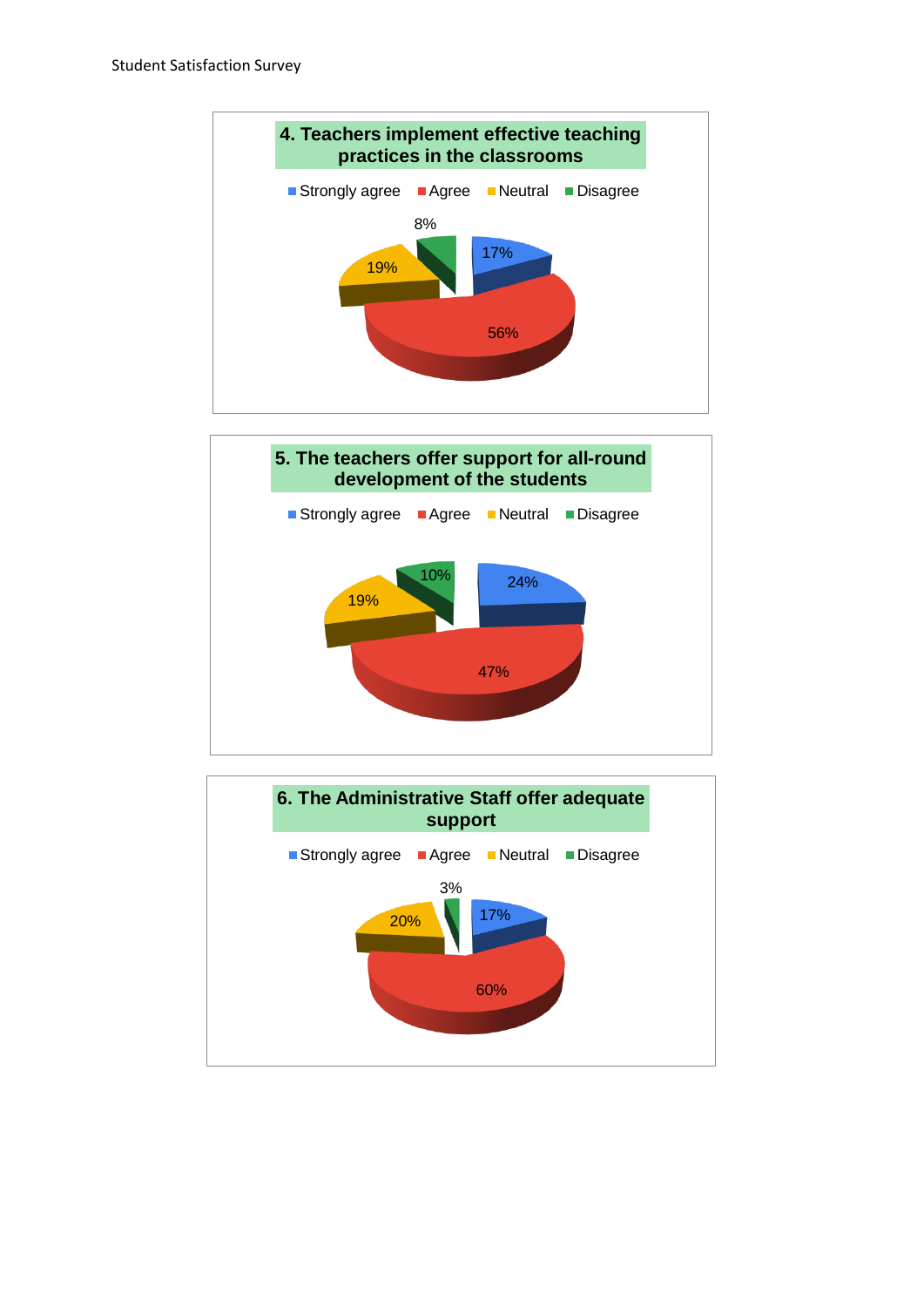## 4. Teachers implement effective teaching practices in the classrooms

| Response | Percentage |
| --- | --- |
| Strongly agree | 17% |
| Agree | 56% |
| Neutral | 19% |
| Disagree | 8% |

## 5. The teachers offer support for all-round development of the students

| Response | Percentage |
| --- | --- |
| Strongly agree | 24% |
| Agree | 47% |
| Neutral | 19% |
| Disagree | 10% |

## 6. The Administrative Staff offer adequate support

| Response | Percentage |
| --- | --- |
| Strongly agree | 17% |
| Agree | 60% |
| Neutral | 20% |
| Disagree | 3% |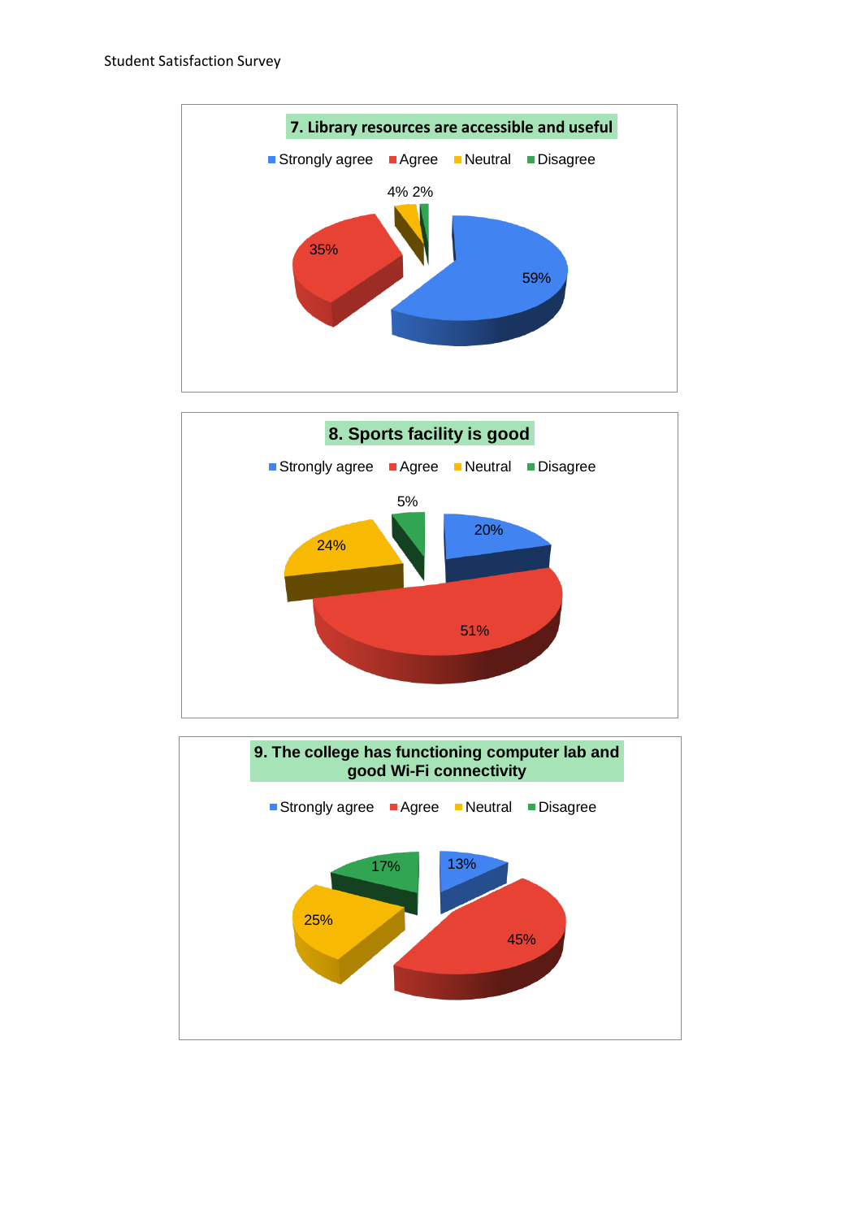### 7. Library resources are accessible and useful

| Response | Percentage |
| --- | --- |
| Strongly agree | 59% |
| Agree | 35% |
| Neutral | 4% |
| Disagree | 2% |

### 8. Sports facility is good

| Response | Percentage |
| --- | --- |
| Strongly agree | 20% |
| Agree | 51% |
| Neutral | 24% |
| Disagree | 5% |

### 9. The college has functioning computer lab and good Wi-Fi connectivity

| Response | Percentage |
| --- | --- |
| Strongly agree | 13% |
| Agree | 45% |
| Neutral | 25% |
| Disagree | 17% |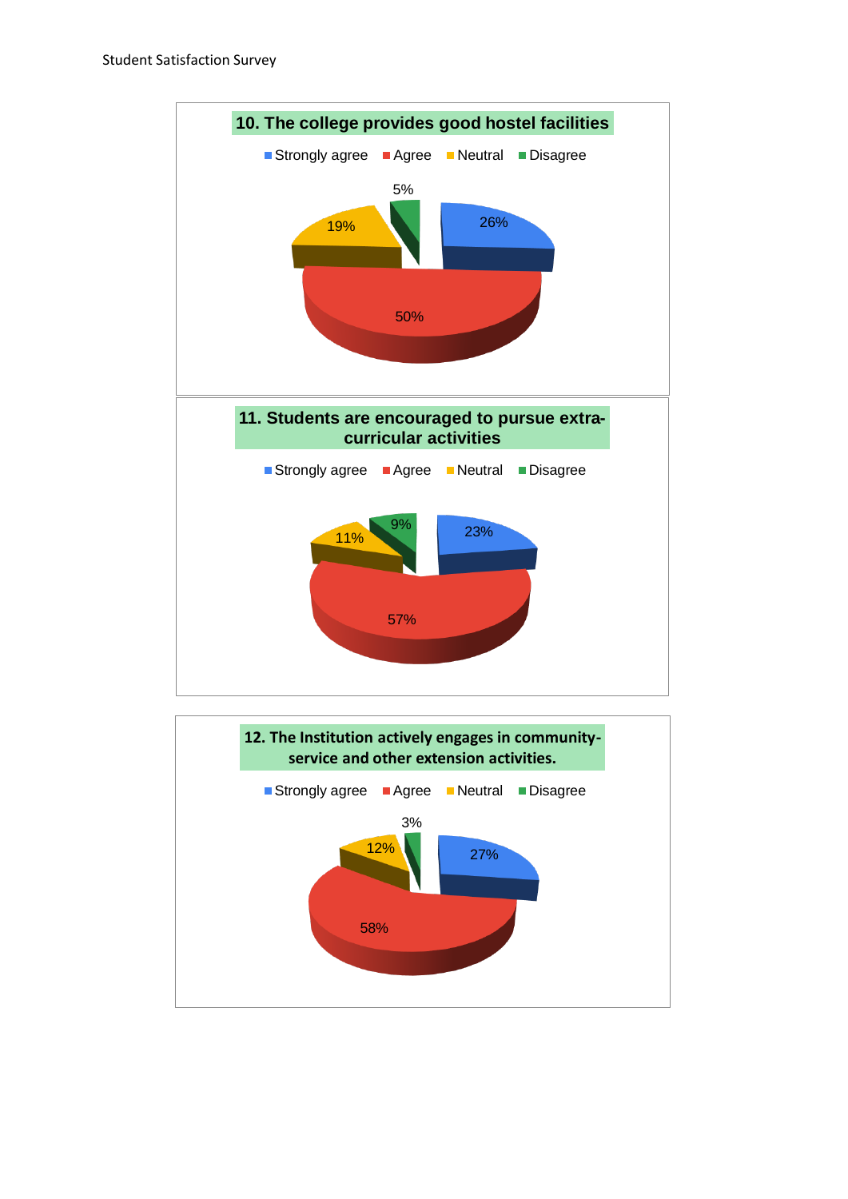**10. The college provides good hostel facilities**

Strongly agree  Agree  Neutral  Disagree

5%

19%

26%

50%

**11. Students are encouraged to pursue extra-curricular activities**

Strongly agree  Agree  Neutral  Disagree

11%

9%

23%

57%

**12. The Institution actively engages in community-service and other extension activities.**

Strongly agree  Agree  Neutral  Disagree

3%

12%

27%

58%